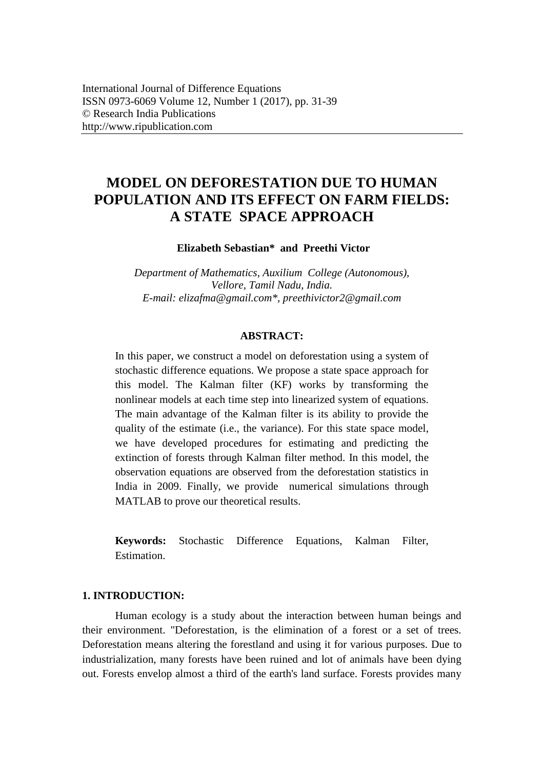International Journal of Difference Equations
ISSN 0973-6069 Volume 12, Number 1 (2017), pp. 31-39
© Research India Publications
http://www.ripublication.com

# MODEL ON DEFORESTATION DUE TO HUMAN POPULATION AND ITS EFFECT ON FARM FIELDS: A STATE SPACE APPROACH

**Elizabeth Sebastian* and Preethi Victor**

*Department of Mathematics, Auxilium College (Autonomous), Vellore, Tamil Nadu, India.*
*E-mail: elizafma@gmail.com*, preethivictor2@gmail.com*

**ABSTRACT:**

In this paper, we construct a model on deforestation using a system of stochastic difference equations. We propose a state space approach for this model. The Kalman filter (KF) works by transforming the nonlinear models at each time step into linearized system of equations. The main advantage of the Kalman filter is its ability to provide the quality of the estimate (i.e., the variance). For this state space model, we have developed procedures for estimating and predicting the extinction of forests through Kalman filter method. In this model, the observation equations are observed from the deforestation statistics in India in 2009. Finally, we provide numerical simulations through MATLAB to prove our theoretical results.

**Keywords:** Stochastic Difference Equations, Kalman Filter, Estimation.

## 1. INTRODUCTION:

Human ecology is a study about the interaction between human beings and their environment. "Deforestation, is the elimination of a forest or a set of trees. Deforestation means altering the forestland and using it for various purposes. Due to industrialization, many forests have been ruined and lot of animals have been dying out. Forests envelop almost a third of the earth's land surface. Forests provides many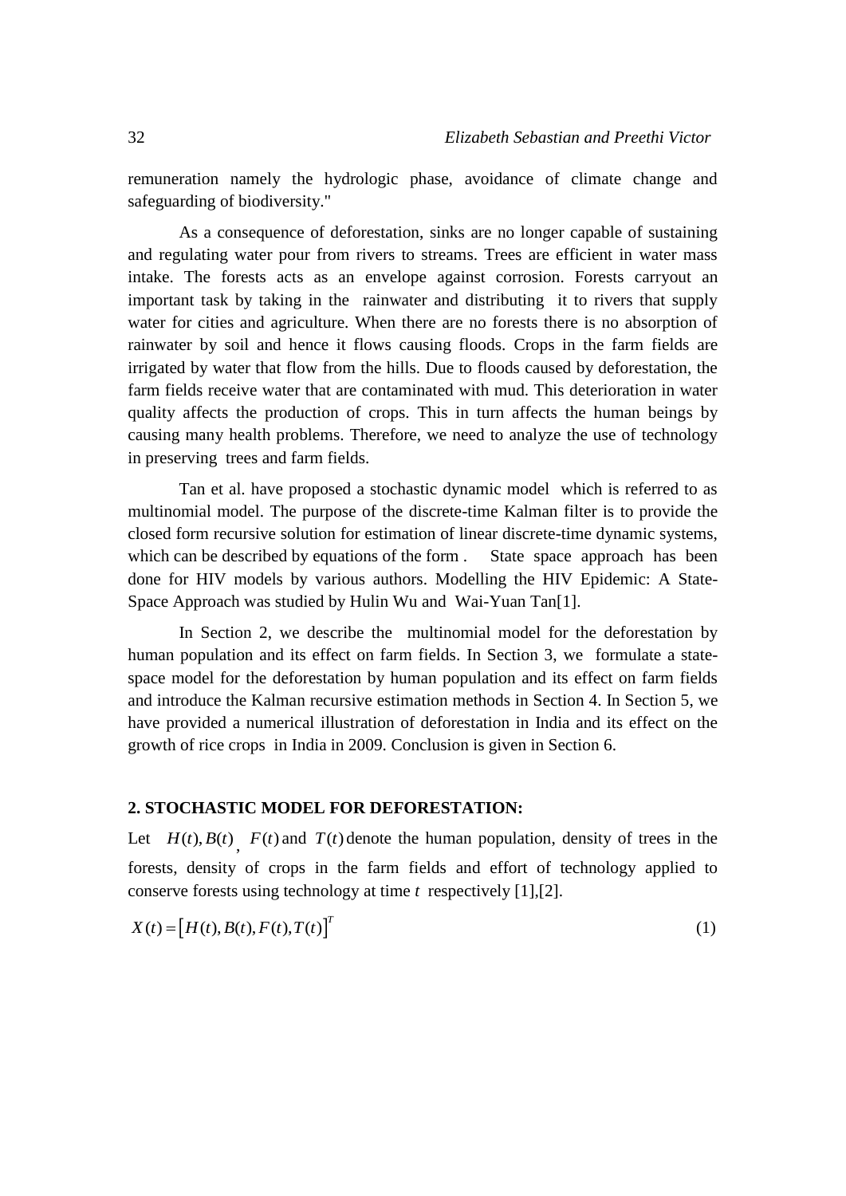remuneration namely the hydrologic phase, avoidance of climate change and safeguarding of biodiversity."

As a consequence of deforestation, sinks are no longer capable of sustaining and regulating water pour from rivers to streams. Trees are efficient in water mass intake. The forests acts as an envelope against corrosion. Forests carryout an important task by taking in the rainwater and distributing it to rivers that supply water for cities and agriculture. When there are no forests there is no absorption of rainwater by soil and hence it flows causing floods. Crops in the farm fields are irrigated by water that flow from the hills. Due to floods caused by deforestation, the farm fields receive water that are contaminated with mud. This deterioration in water quality affects the production of crops. This in turn affects the human beings by causing many health problems. Therefore, we need to analyze the use of technology in preserving trees and farm fields.

Tan et al. have proposed a stochastic dynamic model which is referred to as multinomial model. The purpose of the discrete-time Kalman filter is to provide the closed form recursive solution for estimation of linear discrete-time dynamic systems, which can be described by equations of the form . State space approach has been done for HIV models by various authors. Modelling the HIV Epidemic: A State-Space Approach was studied by Hulin Wu and Wai-Yuan Tan[1].

In Section 2, we describe the multinomial model for the deforestation by human population and its effect on farm fields. In Section 3, we formulate a state-space model for the deforestation by human population and its effect on farm fields and introduce the Kalman recursive estimation methods in Section 4. In Section 5, we have provided a numerical illustration of deforestation in India and its effect on the growth of rice crops in India in 2009. Conclusion is given in Section 6.

## 2. STOCHASTIC MODEL FOR DEFORESTATION:

Let $H(t), B(t)$, $F(t)$ and $T(t)$ denote the human population, density of trees in the forests, density of crops in the farm fields and effort of technology applied to conserve forests using technology at time $t$ respectively [1],[2].

$$X(t) = \left[H(t), B(t), F(t), T(t)\right]^T \tag{1}$$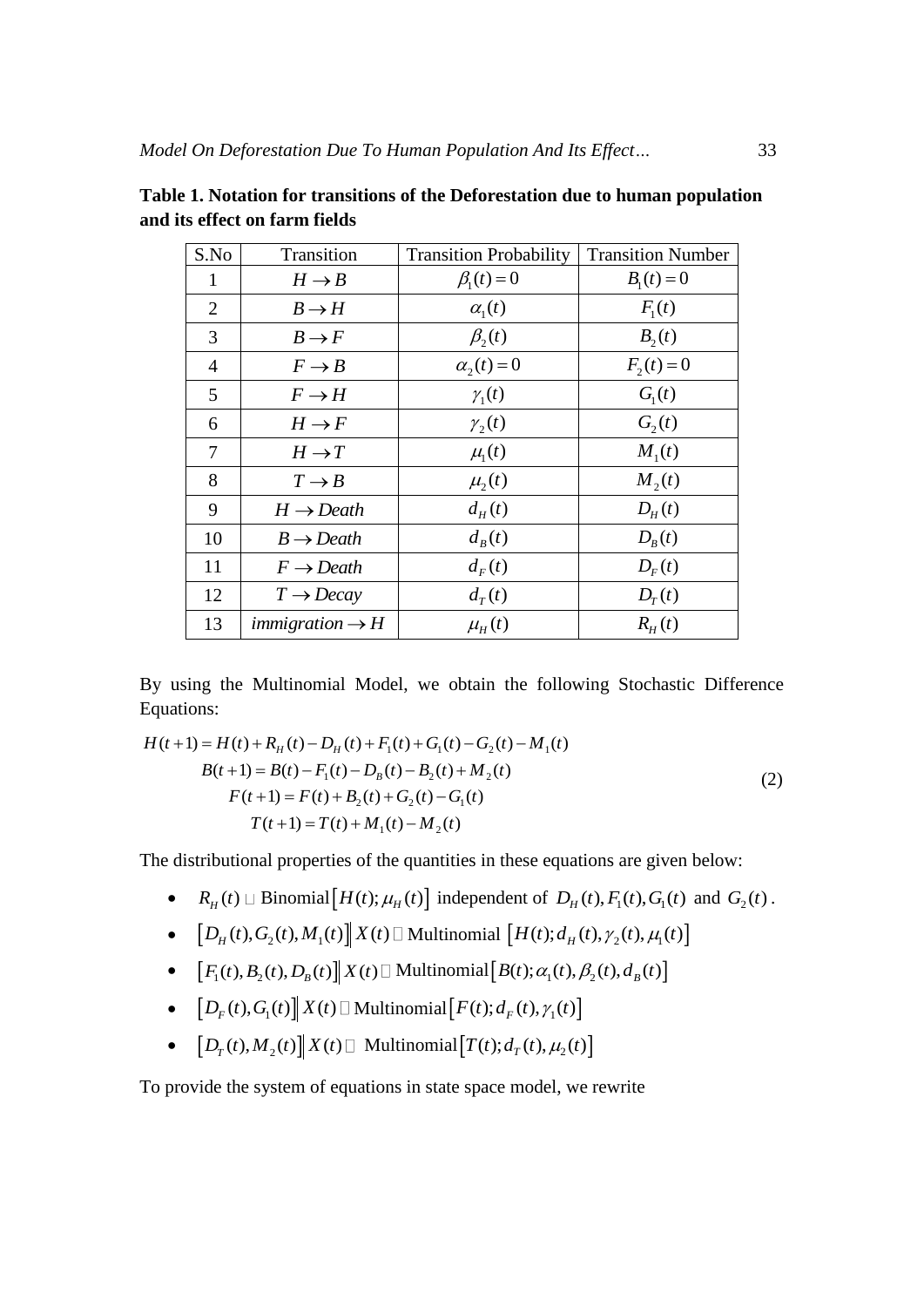**Table 1. Notation for transitions of the Deforestation due to human population and its effect on farm fields**

| S.No | Transition | Transition Probability | Transition Number |
|---|---|---|---|
| 1 | $H \rightarrow B$ | $\beta_1(t) = 0$ | $B_1(t) = 0$ |
| 2 | $B \rightarrow H$ | $\alpha_1(t)$ | $F_1(t)$ |
| 3 | $B \rightarrow F$ | $\beta_2(t)$ | $B_2(t)$ |
| 4 | $F \rightarrow B$ | $\alpha_2(t) = 0$ | $F_2(t) = 0$ |
| 5 | $F \rightarrow H$ | $\gamma_1(t)$ | $G_1(t)$ |
| 6 | $H \rightarrow F$ | $\gamma_2(t)$ | $G_2(t)$ |
| 7 | $H \rightarrow T$ | $\mu_1(t)$ | $M_1(t)$ |
| 8 | $T \rightarrow B$ | $\mu_2(t)$ | $M_2(t)$ |
| 9 | $H \rightarrow Death$ | $d_H(t)$ | $D_H(t)$ |
| 10 | $B \rightarrow Death$ | $d_B(t)$ | $D_B(t)$ |
| 11 | $F \rightarrow Death$ | $d_F(t)$ | $D_F(t)$ |
| 12 | $T \rightarrow Decay$ | $d_T(t)$ | $D_T(t)$ |
| 13 | $immigration \rightarrow H$ | $\mu_H(t)$ | $R_H(t)$ |

By using the Multinomial Model, we obtain the following Stochastic Difference Equations:

$$
\begin{aligned}
H(t+1) &= H(t) + R_H(t) - D_H(t) + F_1(t) + G_1(t) - G_2(t) - M_1(t) \\
B(t+1) &= B(t) - F_1(t) - D_B(t) - B_2(t) + M_2(t) \\
F(t+1) &= F(t) + B_2(t) + G_2(t) - G_1(t) \\
T(t+1) &= T(t) + M_1(t) - M_2(t)
\end{aligned}
\tag{2}
$$

The distributional properties of the quantities in these equations are given below:

- $R_H(t) \sim$ Binomial$\left[H(t); \mu_H(t)\right]$ independent of $D_H(t), F_1(t), G_1(t)$ and $G_2(t)$.
- $\left[D_H(t), G_2(t), M_1(t)\right] \| X(t) \sim$ Multinomial $\left[H(t); d_H(t), \gamma_2(t), \mu_1(t)\right]$
- $\left[F_1(t), B_2(t), D_B(t)\right] \| X(t) \sim$ Multinomial$\left[B(t); \alpha_1(t), \beta_2(t), d_B(t)\right]$
- $\left[D_F(t), G_1(t)\right] \| X(t) \sim$ Multinomial$\left[F(t); d_F(t), \gamma_1(t)\right]$
- $\left[D_T(t), M_2(t)\right] \| X(t) \sim$ Multinomial$\left[T(t); d_T(t), \mu_2(t)\right]$

To provide the system of equations in state space model, we rewrite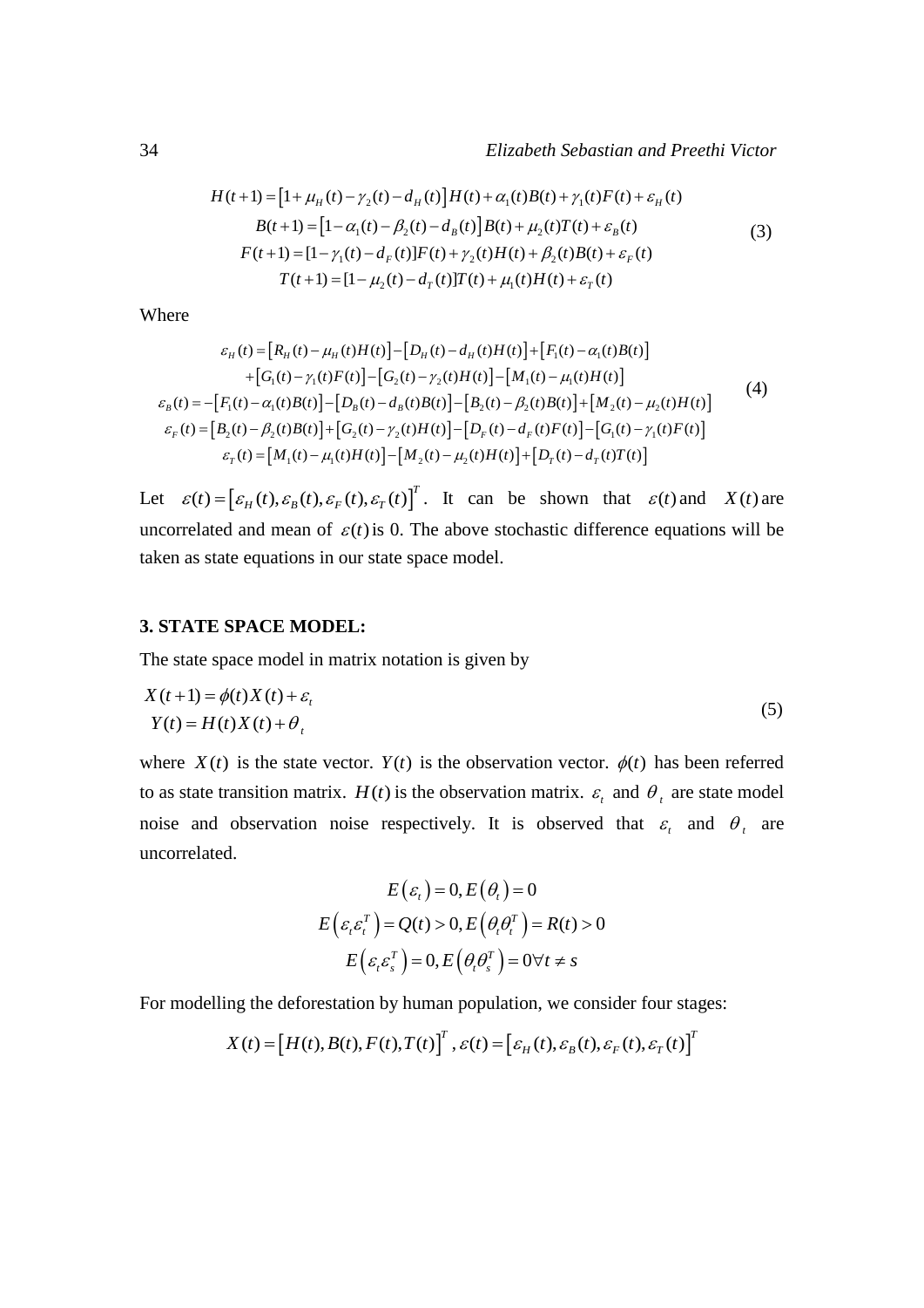$$
\begin{aligned}
H(t+1) &= \left[1+\mu_H(t)-\gamma_2(t)-d_H(t)\right]H(t)+\alpha_1(t)B(t)+\gamma_1(t)F(t)+\varepsilon_H(t) \\
B(t+1) &= \left[1-\alpha_1(t)-\beta_2(t)-d_B(t)\right]B(t)+\mu_2(t)T(t)+\varepsilon_B(t) \\
F(t+1) &= [1-\gamma_1(t)-d_F(t)]F(t)+\gamma_2(t)H(t)+\beta_2(t)B(t)+\varepsilon_F(t) \\
T(t+1) &= [1-\mu_2(t)-d_T(t)]T(t)+\mu_1(t)H(t)+\varepsilon_T(t)
\end{aligned}
\tag{3}
$$

Where

$$
\begin{aligned}
\varepsilon_H(t) &= \left[R_H(t)-\mu_H(t)H(t)\right]-\left[D_H(t)-d_H(t)H(t)\right]+\left[F_1(t)-\alpha_1(t)B(t)\right] \\
&\quad +\left[G_1(t)-\gamma_1(t)F(t)\right]-\left[G_2(t)-\gamma_2(t)H(t)\right]-\left[M_1(t)-\mu_1(t)H(t)\right] \\
\varepsilon_B(t) &= -\left[F_1(t)-\alpha_1(t)B(t)\right]-\left[D_B(t)-d_B(t)B(t)\right]-\left[B_2(t)-\beta_2(t)B(t)\right]+\left[M_2(t)-\mu_2(t)H(t)\right] \\
\varepsilon_F(t) &= \left[B_2(t)-\beta_2(t)B(t)\right]+\left[G_2(t)-\gamma_2(t)H(t)\right]-\left[D_F(t)-d_F(t)F(t)\right]-\left[G_1(t)-\gamma_1(t)F(t)\right] \\
\varepsilon_T(t) &= \left[M_1(t)-\mu_1(t)H(t)\right]-\left[M_2(t)-\mu_2(t)H(t)\right]+\left[D_T(t)-d_T(t)T(t)\right]
\end{aligned}
\tag{4}
$$

Let $\varepsilon(t)=\left[\varepsilon_H(t),\varepsilon_B(t),\varepsilon_F(t),\varepsilon_T(t)\right]^T$. It can be shown that $\varepsilon(t)$ and $X(t)$ are uncorrelated and mean of $\varepsilon(t)$ is 0. The above stochastic difference equations will be taken as state equations in our state space model.

### 3. STATE SPACE MODEL:

The state space model in matrix notation is given by

$$
\begin{aligned}
X(t+1) &= \phi(t)X(t)+\varepsilon_t \\
Y(t) &= H(t)X(t)+\theta_t
\end{aligned}
\tag{5}
$$

where $X(t)$ is the state vector. $Y(t)$ is the observation vector. $\phi(t)$ has been referred to as state transition matrix. $H(t)$ is the observation matrix. $\varepsilon_t$ and $\theta_t$ are state model noise and observation noise respectively. It is observed that $\varepsilon_t$ and $\theta_t$ are uncorrelated.

$$
E\left(\varepsilon_t\right)=0, E\left(\theta_t\right)=0
$$

$$
E\left(\varepsilon_t\varepsilon_t^T\right)=Q(t)>0, E\left(\theta_t\theta_t^T\right)=R(t)>0
$$

$$
E\left(\varepsilon_t\varepsilon_s^T\right)=0, E\left(\theta_t\theta_s^T\right)=0\forall t\neq s
$$

For modelling the deforestation by human population, we consider four stages:

$$
X(t)=\left[H(t),B(t),F(t),T(t)\right]^T, \varepsilon(t)=\left[\varepsilon_H(t),\varepsilon_B(t),\varepsilon_F(t),\varepsilon_T(t)\right]^T
$$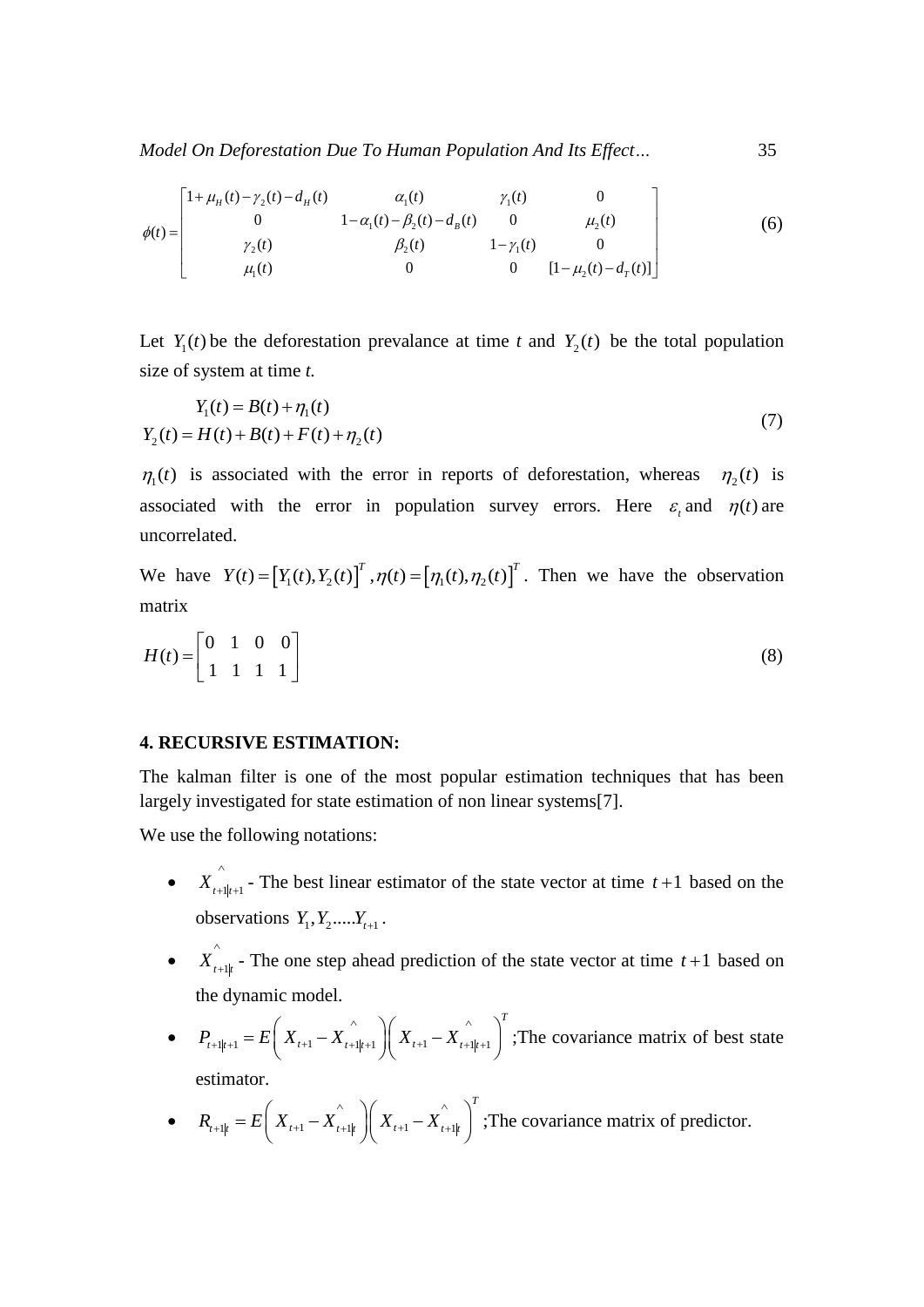$$\phi(t) = \begin{bmatrix} 1+\mu_H(t)-\gamma_2(t)-d_H(t) & \alpha_1(t) & \gamma_1(t) & 0 \\ 0 & 1-\alpha_1(t)-\beta_2(t)-d_B(t) & 0 & \mu_2(t) \\ \gamma_2(t) & \beta_2(t) & 1-\gamma_1(t) & 0 \\ \mu_1(t) & 0 & 0 & [1-\mu_2(t)-d_T(t)] \end{bmatrix} \tag{6}$$

Let $Y_1(t)$ be the deforestation prevalance at time *t* and $Y_2(t)$ be the total population size of system at time *t.*

$$\begin{aligned} Y_1(t) &= B(t) + \eta_1(t) \\ Y_2(t) &= H(t) + B(t) + F(t) + \eta_2(t) \end{aligned} \tag{7}$$

$\eta_1(t)$ is associated with the error in reports of deforestation, whereas $\eta_2(t)$ is associated with the error in population survey errors. Here $\varepsilon_t$ and $\eta(t)$ are uncorrelated.

We have $Y(t) = [Y_1(t), Y_2(t)]^T$, $\eta(t) = [\eta_1(t), \eta_2(t)]^T$. Then we have the observation matrix

$$H(t) = \begin{bmatrix} 0 & 1 & 0 & 0 \\ 1 & 1 & 1 & 1 \end{bmatrix} \tag{8}$$

## 4. RECURSIVE ESTIMATION:

The kalman filter is one of the most popular estimation techniques that has been largely investigated for state estimation of non linear systems[7].

We use the following notations:

- $\hat{X}_{t+1|t+1}$ - The best linear estimator of the state vector at time $t+1$ based on the observations $Y_1, Y_2 \ldots\ldots Y_{t+1}$.
- $\hat{X}_{t+1|t}$ - The one step ahead prediction of the state vector at time $t+1$ based on the dynamic model.
- $P_{t+1|t+1} = E\left(X_{t+1} - \hat{X}_{t+1|t+1}\right)\left(X_{t+1} - \hat{X}_{t+1|t+1}\right)^T$ ;The covariance matrix of best state estimator.
- $R_{t+1|t} = E\left(X_{t+1} - \hat{X}_{t+1|t}\right)\left(X_{t+1} - \hat{X}_{t+1|t}\right)^T$ ;The covariance matrix of predictor.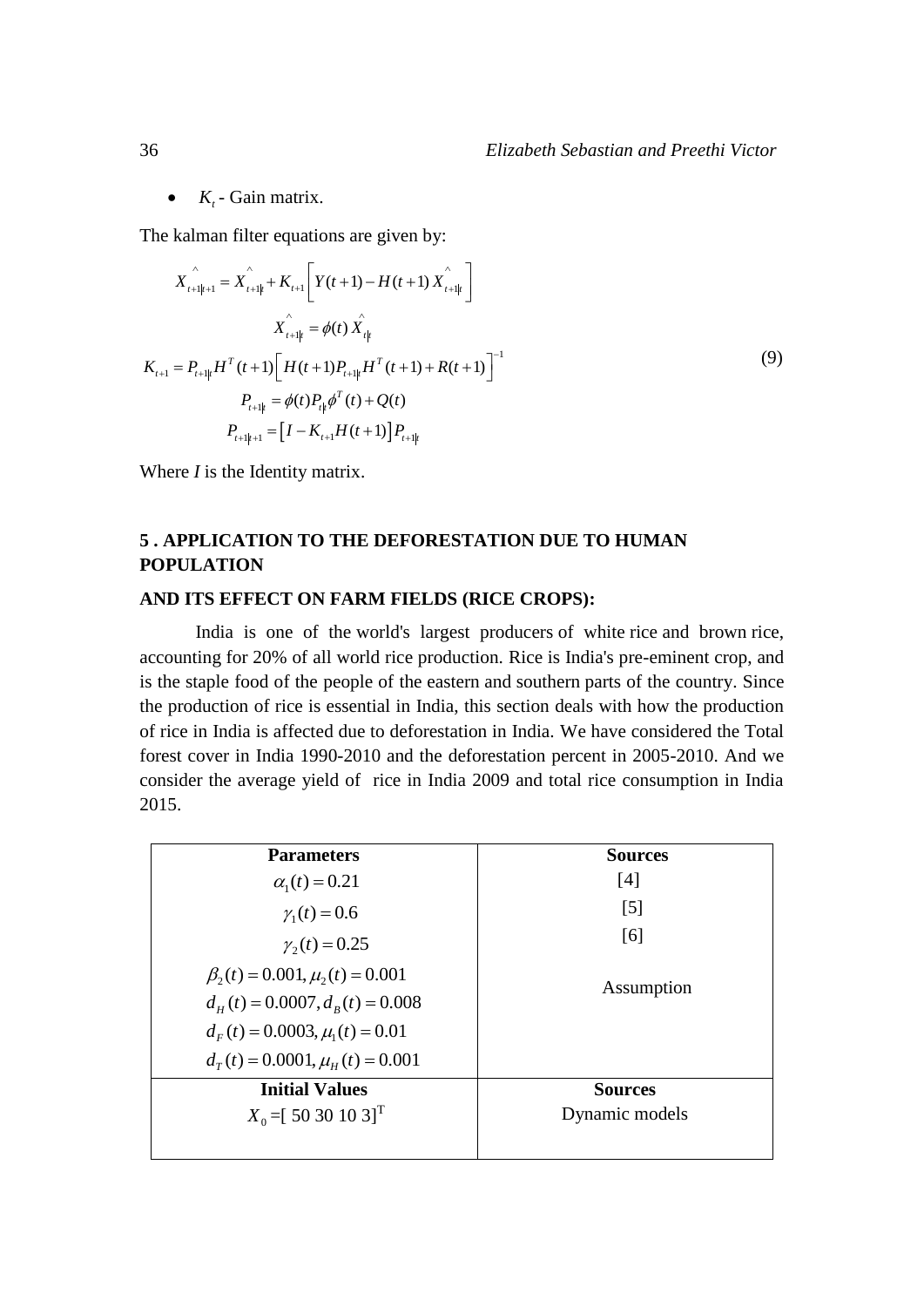- $K_t$ - Gain matrix.

The kalman filter equations are given by:

$$
\begin{aligned}
\hat{X}_{t+1|t+1} &= \hat{X}_{t+1|t} + K_{t+1}\left[ Y(t+1) - H(t+1)\,\hat{X}_{t+1|t} \right] \\
\hat{X}_{t+1|t} &= \phi(t)\,\hat{X}_{t|t} \\
K_{t+1} &= P_{t+1|t} H^T(t+1)\left[ H(t+1) P_{t+1|t} H^T(t+1) + R(t+1) \right]^{-1} \\
P_{t+1|t} &= \phi(t) P_{t|t} \phi^T(t) + Q(t) \\
P_{t+1|t+1} &= \left[ I - K_{t+1} H(t+1) \right] P_{t+1|t}
\end{aligned}
\tag{9}
$$

Where *I* is the Identity matrix.

## 5 . APPLICATION TO THE DEFORESTATION DUE TO HUMAN POPULATION

## AND ITS EFFECT ON FARM FIELDS (RICE CROPS):

India is one of the world's largest producers of white rice and brown rice, accounting for 20% of all world rice production. Rice is India's pre-eminent crop, and is the staple food of the people of the eastern and southern parts of the country. Since the production of rice is essential in India, this section deals with how the production of rice in India is affected due to deforestation in India. We have considered the Total forest cover in India 1990-2010 and the deforestation percent in 2005-2010. And we consider the average yield of rice in India 2009 and total rice consumption in India 2015.

| Parameters | Sources |
|---|---|
| $\alpha_1(t) = 0.21$ | [4] |
| $\gamma_1(t) = 0.6$ | [5] |
| $\gamma_2(t) = 0.25$ | [6] |
| $\beta_2(t) = 0.001, \mu_2(t) = 0.001$<br>$d_H(t) = 0.0007, d_B(t) = 0.008$<br>$d_F(t) = 0.0003, \mu_1(t) = 0.01$<br>$d_T(t) = 0.0001, \mu_H(t) = 0.001$ | Assumption |
| **Initial Values** | **Sources** |
| $X_0 = [\,50\ 30\ 10\ 3\,]^T$ | Dynamic models |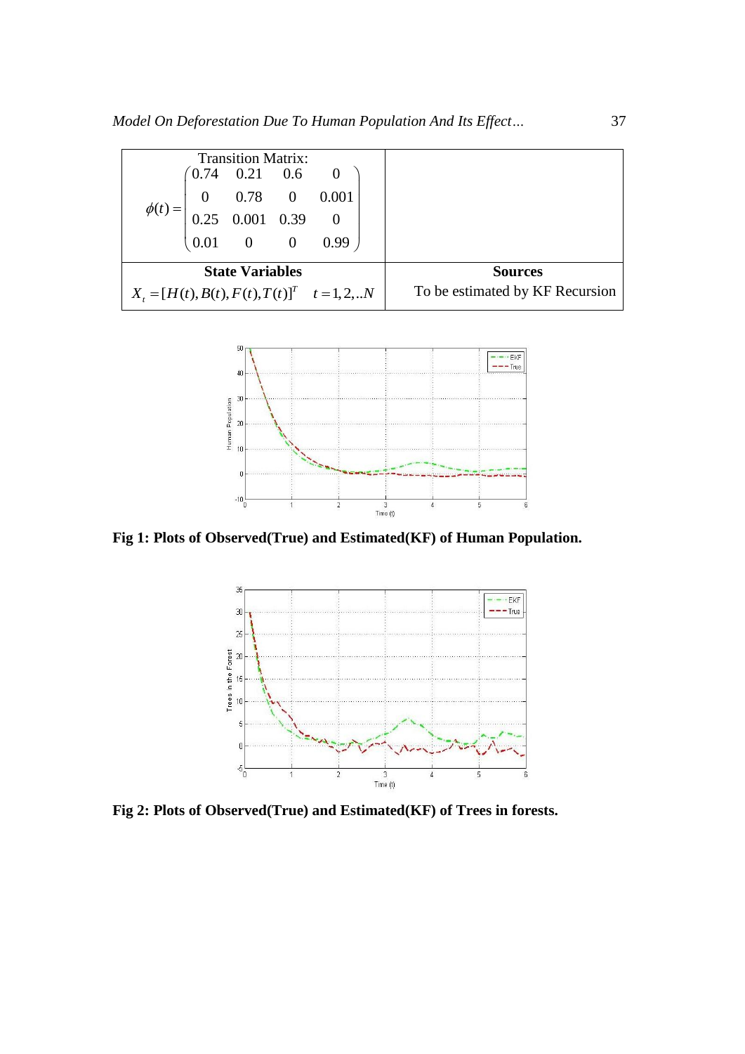| Transition Matrix: $$\phi(t) = \begin{pmatrix} 0.74 & 0.21 & 0.6 & 0 \\ 0 & 0.78 & 0 & 0.001 \\ 0.25 & 0.001 & 0.39 & 0 \\ 0.01 & 0 & 0 & 0.99 \end{pmatrix}$$ | |
|---|---|
| **State Variables** | **Sources** |
| $X_t = [H(t), B(t), F(t), T(t)]^T \quad t = 1, 2, ..N$ | To be estimated by KF Recursion |

**Fig 1: Plots of Observed(True) and Estimated(KF) of Human Population.**

**Fig 2: Plots of Observed(True) and Estimated(KF) of Trees in forests.**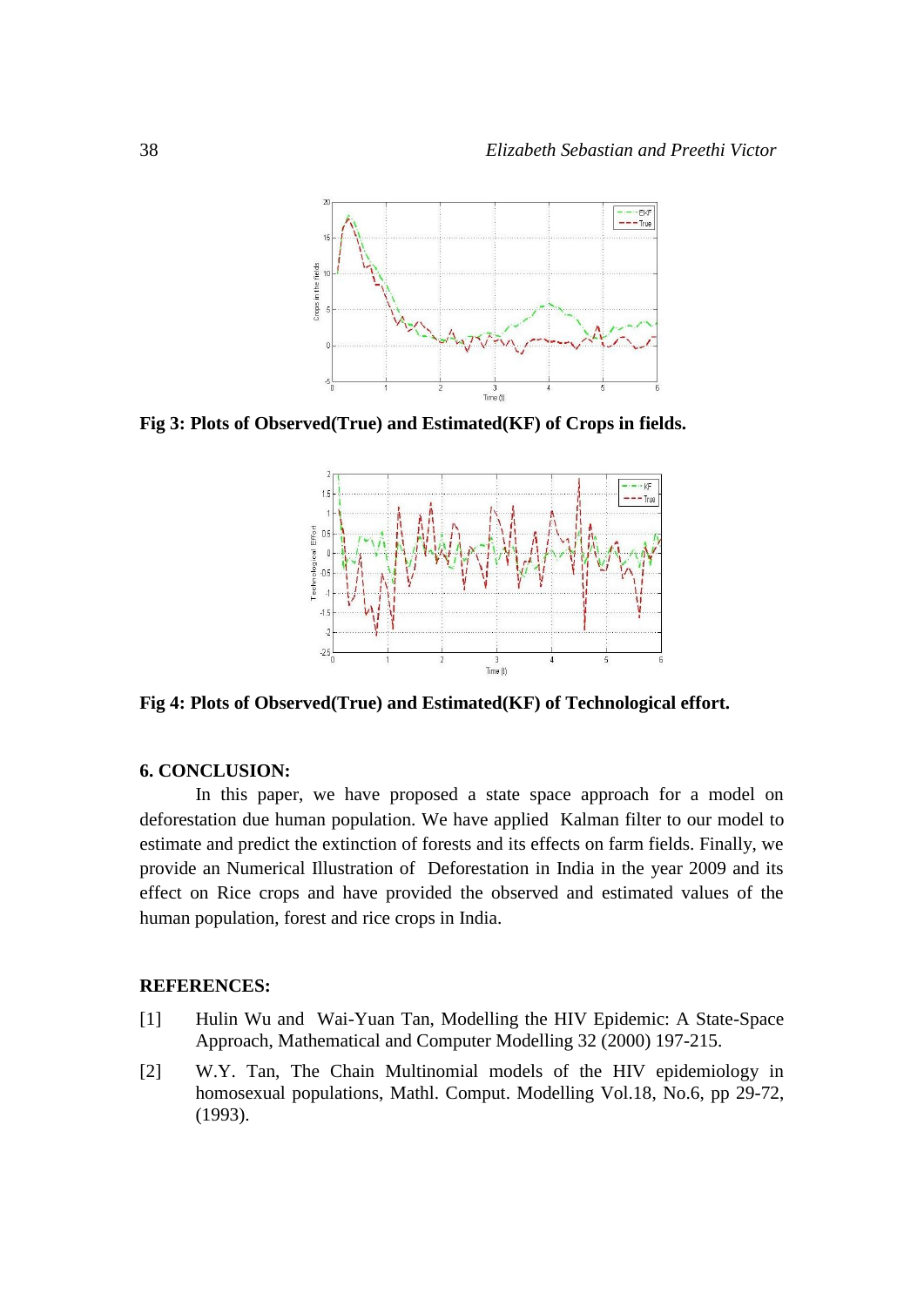Fig 3: Plots of Observed(True) and Estimated(KF) of Crops in fields.

Fig 4: Plots of Observed(True) and Estimated(KF) of Technological effort.

## 6. CONCLUSION:

In this paper, we have proposed a state space approach for a model on deforestation due human population. We have applied Kalman filter to our model to estimate and predict the extinction of forests and its effects on farm fields. Finally, we provide an Numerical Illustration of Deforestation in India in the year 2009 and its effect on Rice crops and have provided the observed and estimated values of the human population, forest and rice crops in India.

## REFERENCES:

[1] Hulin Wu and Wai-Yuan Tan, Modelling the HIV Epidemic: A State-Space Approach, Mathematical and Computer Modelling 32 (2000) 197-215.

[2] W.Y. Tan, The Chain Multinomial models of the HIV epidemiology in homosexual populations, Mathl. Comput. Modelling Vol.18, No.6, pp 29-72, (1993).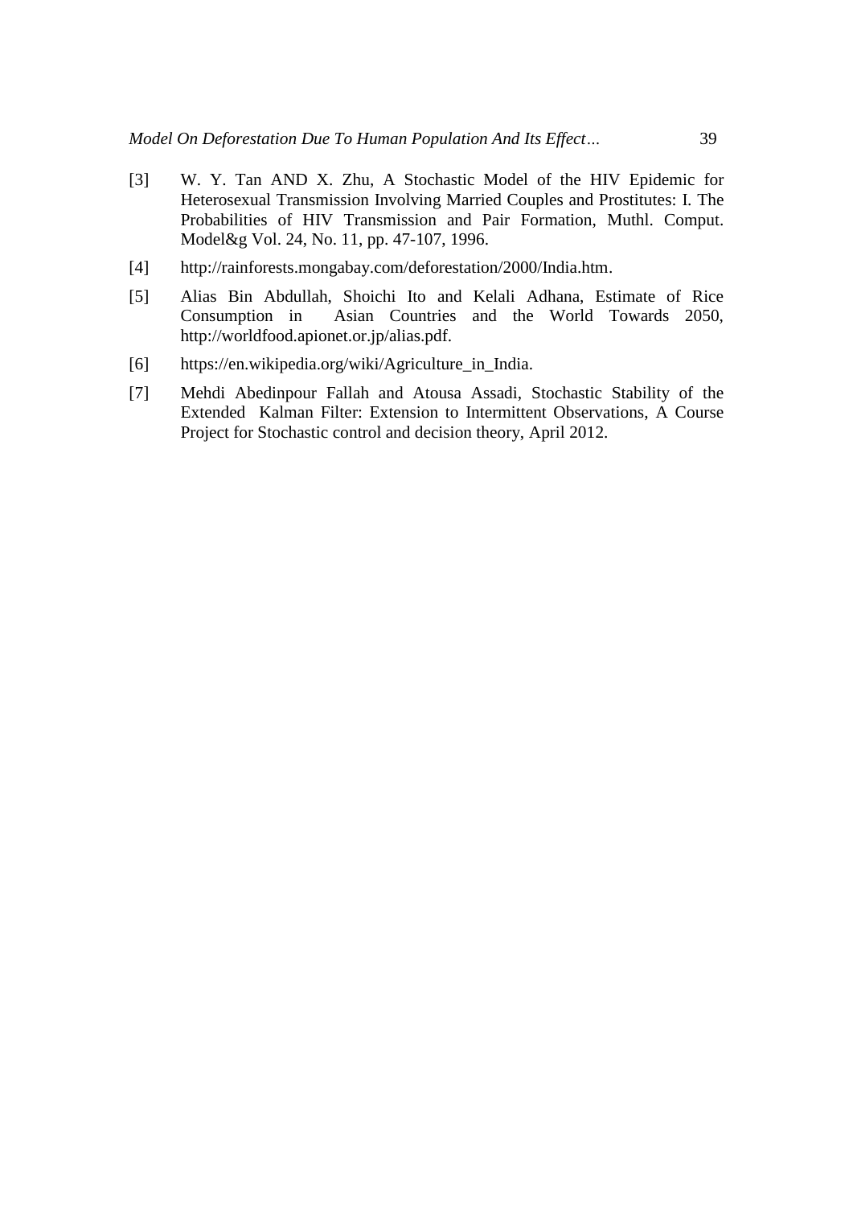[3] W. Y. Tan AND X. Zhu, A Stochastic Model of the HIV Epidemic for Heterosexual Transmission Involving Married Couples and Prostitutes: I. The Probabilities of HIV Transmission and Pair Formation, Muthl. Comput. Model&g Vol. 24, No. 11, pp. 47-107, 1996.

[4] http://rainforests.mongabay.com/deforestation/2000/India.htm.

[5] Alias Bin Abdullah, Shoichi Ito and Kelali Adhana, Estimate of Rice Consumption in Asian Countries and the World Towards 2050, http://worldfood.apionet.or.jp/alias.pdf.

[6] https://en.wikipedia.org/wiki/Agriculture_in_India.

[7] Mehdi Abedinpour Fallah and Atousa Assadi, Stochastic Stability of the Extended Kalman Filter: Extension to Intermittent Observations, A Course Project for Stochastic control and decision theory, April 2012.